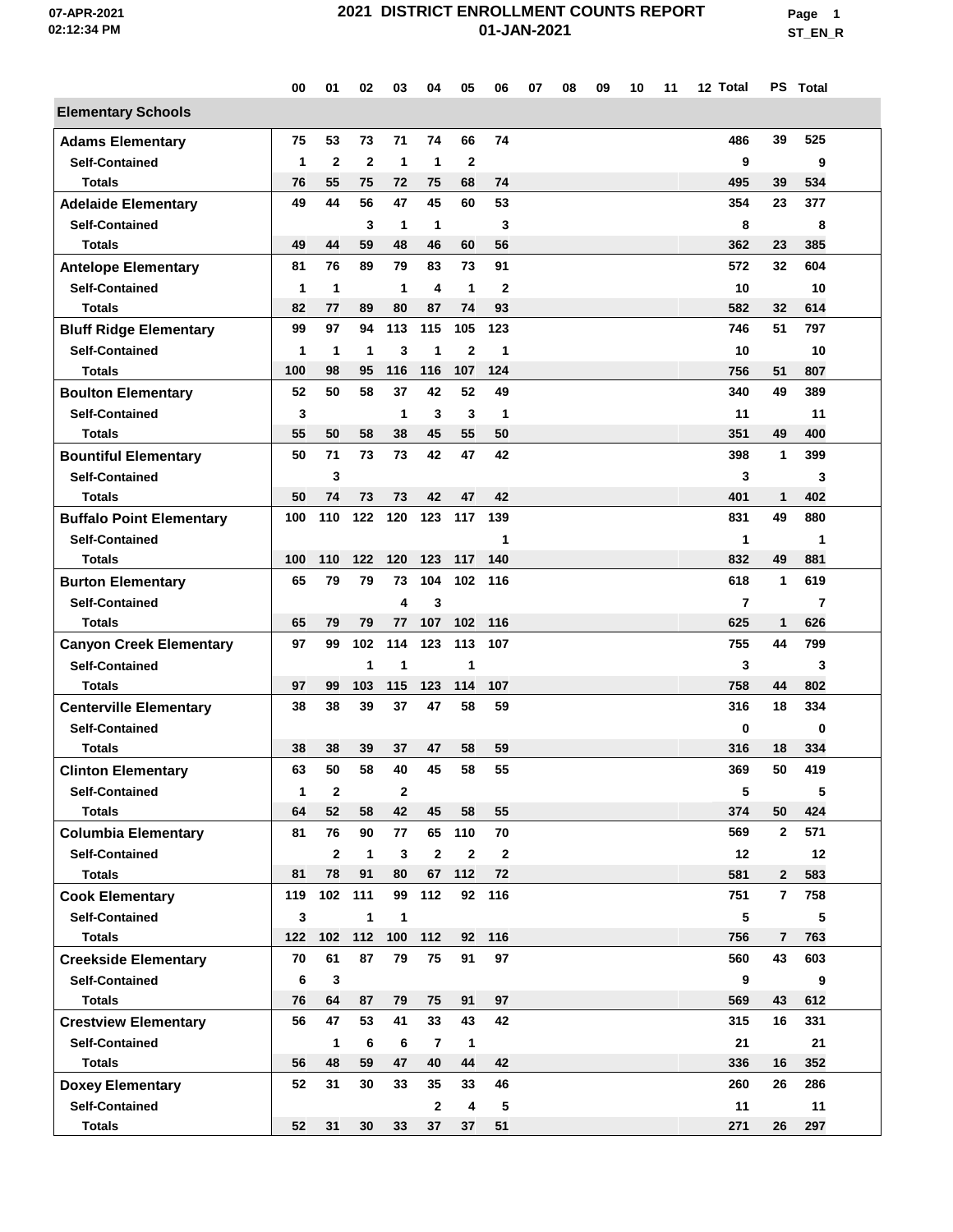# 2021 DISTRICT ENROLLMENT COUNTS REPORT

01-JAN-2021

| | 00 | 01 | 02 | 03 | 04 | 05 | 06 | 07 | 08 | 09 | 10 | 11 | 12 | Total | PS | Total |
|---|---|---|---|---|---|---|---|---|---|---|---|---|---|---|---|---|
| **Elementary Schools** | | | | | | | | | | | | | | | | |
| **Adams Elementary** | 75 | 53 | 73 | 71 | 74 | 66 | 74 | | | | | | | 486 | 39 | 525 |
| Self-Contained | 1 | 2 | 2 | 1 | 1 | 2 | | | | | | | | 9 | | 9 |
| Totals | 76 | 55 | 75 | 72 | 75 | 68 | 74 | | | | | | | 495 | 39 | 534 |
| **Adelaide Elementary** | 49 | 44 | 56 | 47 | 45 | 60 | 53 | | | | | | | 354 | 23 | 377 |
| Self-Contained | | | 3 | 1 | 1 | | 3 | | | | | | | 8 | | 8 |
| Totals | 49 | 44 | 59 | 48 | 46 | 60 | 56 | | | | | | | 362 | 23 | 385 |
| **Antelope Elementary** | 81 | 76 | 89 | 79 | 83 | 73 | 91 | | | | | | | 572 | 32 | 604 |
| Self-Contained | 1 | 1 | | 1 | 4 | 1 | 2 | | | | | | | 10 | | 10 |
| Totals | 82 | 77 | 89 | 80 | 87 | 74 | 93 | | | | | | | 582 | 32 | 614 |
| **Bluff Ridge Elementary** | 99 | 97 | 94 | 113 | 115 | 105 | 123 | | | | | | | 746 | 51 | 797 |
| Self-Contained | 1 | 1 | 1 | 3 | 1 | 2 | 1 | | | | | | | 10 | | 10 |
| Totals | 100 | 98 | 95 | 116 | 116 | 107 | 124 | | | | | | | 756 | 51 | 807 |
| **Boulton Elementary** | 52 | 50 | 58 | 37 | 42 | 52 | 49 | | | | | | | 340 | 49 | 389 |
| Self-Contained | 3 | | | 1 | 3 | 3 | 1 | | | | | | | 11 | | 11 |
| Totals | 55 | 50 | 58 | 38 | 45 | 55 | 50 | | | | | | | 351 | 49 | 400 |
| **Bountiful Elementary** | 50 | 71 | 73 | 73 | 42 | 47 | 42 | | | | | | | 398 | 1 | 399 |
| Self-Contained | | 3 | | | | | | | | | | | | 3 | | 3 |
| Totals | 50 | 74 | 73 | 73 | 42 | 47 | 42 | | | | | | | 401 | 1 | 402 |
| **Buffalo Point Elementary** | 100 | 110 | 122 | 120 | 123 | 117 | 139 | | | | | | | 831 | 49 | 880 |
| Self-Contained | | | | | | | 1 | | | | | | | 1 | | 1 |
| Totals | 100 | 110 | 122 | 120 | 123 | 117 | 140 | | | | | | | 832 | 49 | 881 |
| **Burton Elementary** | 65 | 79 | 79 | 73 | 104 | 102 | 116 | | | | | | | 618 | 1 | 619 |
| Self-Contained | | | | 4 | 3 | | | | | | | | | 7 | | 7 |
| Totals | 65 | 79 | 79 | 77 | 107 | 102 | 116 | | | | | | | 625 | 1 | 626 |
| **Canyon Creek Elementary** | 97 | 99 | 102 | 114 | 123 | 113 | 107 | | | | | | | 755 | 44 | 799 |
| Self-Contained | | | 1 | 1 | | 1 | | | | | | | | 3 | | 3 |
| Totals | 97 | 99 | 103 | 115 | 123 | 114 | 107 | | | | | | | 758 | 44 | 802 |
| **Centerville Elementary** | 38 | 38 | 39 | 37 | 47 | 58 | 59 | | | | | | | 316 | 18 | 334 |
| Self-Contained | | | | | | | | | | | | | | 0 | | 0 |
| Totals | 38 | 38 | 39 | 37 | 47 | 58 | 59 | | | | | | | 316 | 18 | 334 |
| **Clinton Elementary** | 63 | 50 | 58 | 40 | 45 | 58 | 55 | | | | | | | 369 | 50 | 419 |
| Self-Contained | 1 | 2 | | 2 | | | | | | | | | | 5 | | 5 |
| Totals | 64 | 52 | 58 | 42 | 45 | 58 | 55 | | | | | | | 374 | 50 | 424 |
| **Columbia Elementary** | 81 | 76 | 90 | 77 | 65 | 110 | 70 | | | | | | | 569 | 2 | 571 |
| Self-Contained | | 2 | 1 | 3 | 2 | 2 | 2 | | | | | | | 12 | | 12 |
| Totals | 81 | 78 | 91 | 80 | 67 | 112 | 72 | | | | | | | 581 | 2 | 583 |
| **Cook Elementary** | 119 | 102 | 111 | 99 | 112 | 92 | 116 | | | | | | | 751 | 7 | 758 |
| Self-Contained | 3 | | 1 | 1 | | | | | | | | | | 5 | | 5 |
| Totals | 122 | 102 | 112 | 100 | 112 | 92 | 116 | | | | | | | 756 | 7 | 763 |
| **Creekside Elementary** | 70 | 61 | 87 | 79 | 75 | 91 | 97 | | | | | | | 560 | 43 | 603 |
| Self-Contained | 6 | 3 | | | | | | | | | | | | 9 | | 9 |
| Totals | 76 | 64 | 87 | 79 | 75 | 91 | 97 | | | | | | | 569 | 43 | 612 |
| **Crestview Elementary** | 56 | 47 | 53 | 41 | 33 | 43 | 42 | | | | | | | 315 | 16 | 331 |
| Self-Contained | | 1 | 6 | 6 | 7 | 1 | | | | | | | | 21 | | 21 |
| Totals | 56 | 48 | 59 | 47 | 40 | 44 | 42 | | | | | | | 336 | 16 | 352 |
| **Doxey Elementary** | 52 | 31 | 30 | 33 | 35 | 33 | 46 | | | | | | | 260 | 26 | 286 |
| Self-Contained | | | | | 2 | 4 | 5 | | | | | | | 11 | | 11 |
| Totals | 52 | 31 | 30 | 33 | 37 | 37 | 51 | | | | | | | 271 | 26 | 297 |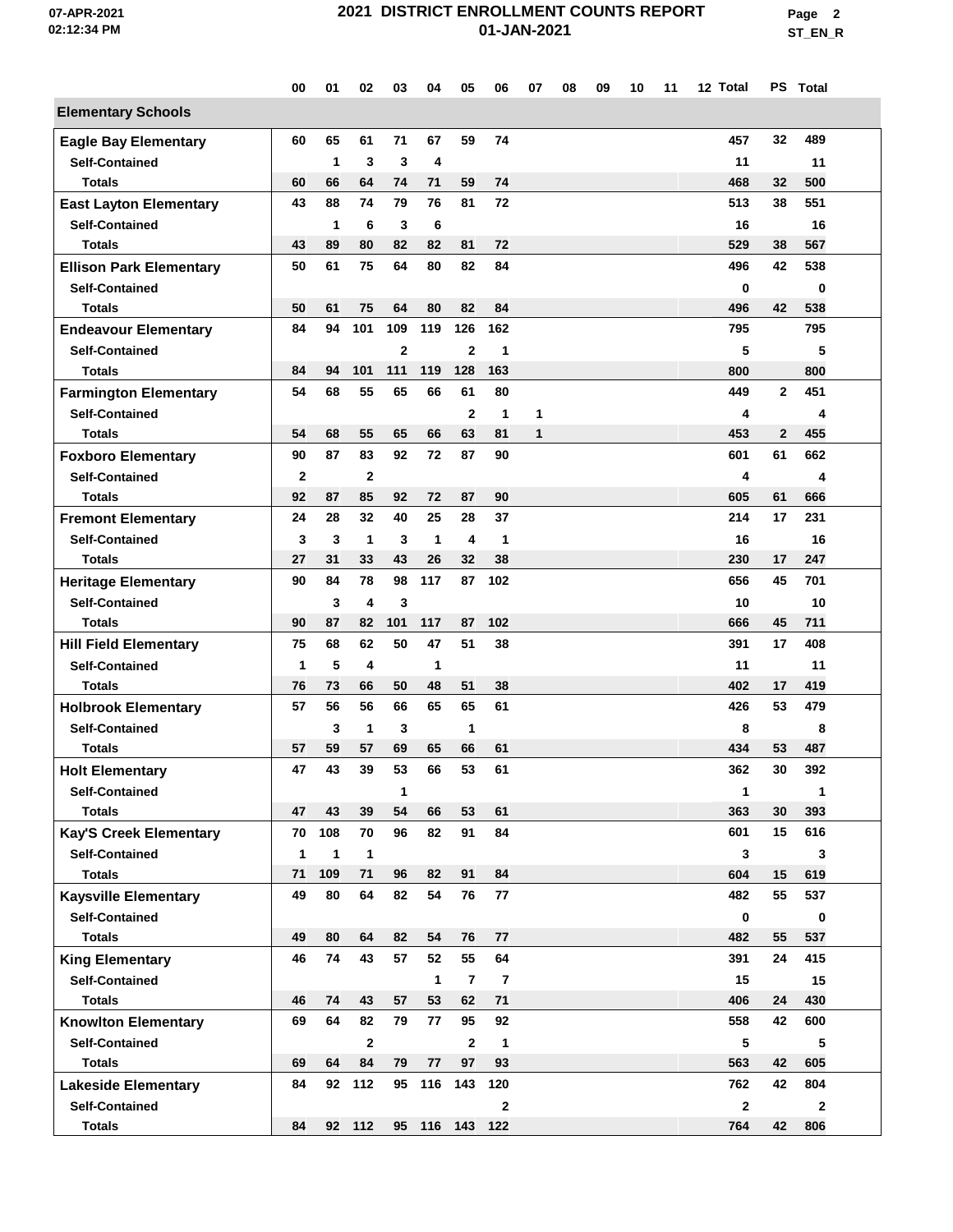| | 00 | 01 | 02 | 03 | 04 | 05 | 06 | 07 | 08 | 09 | 10 | 11 | 12 | Total | PS | Total |
|---|---|---|---|---|---|---|---|---|---|---|---|---|---|---|---|---|
| **Elementary Schools** | | | | | | | | | | | | | | | | |
| **Eagle Bay Elementary** | 60 | 65 | 61 | 71 | 67 | 59 | 74 | | | | | | | 457 | 32 | 489 |
| Self-Contained | | 1 | 3 | 3 | 4 | | | | | | | | | 11 | | 11 |
| Totals | 60 | 66 | 64 | 74 | 71 | 59 | 74 | | | | | | | 468 | 32 | 500 |
| **East Layton Elementary** | 43 | 88 | 74 | 79 | 76 | 81 | 72 | | | | | | | 513 | 38 | 551 |
| Self-Contained | | 1 | 6 | 3 | 6 | | | | | | | | | 16 | | 16 |
| Totals | 43 | 89 | 80 | 82 | 82 | 81 | 72 | | | | | | | 529 | 38 | 567 |
| **Ellison Park Elementary** | 50 | 61 | 75 | 64 | 80 | 82 | 84 | | | | | | | 496 | 42 | 538 |
| Self-Contained | | | | | | | | | | | | | | 0 | | 0 |
| Totals | 50 | 61 | 75 | 64 | 80 | 82 | 84 | | | | | | | 496 | 42 | 538 |
| **Endeavour Elementary** | 84 | 94 | 101 | 109 | 119 | 126 | 162 | | | | | | | 795 | | 795 |
| Self-Contained | | | | 2 | | 2 | 1 | | | | | | | 5 | | 5 |
| Totals | 84 | 94 | 101 | 111 | 119 | 128 | 163 | | | | | | | 800 | | 800 |
| **Farmington Elementary** | 54 | 68 | 55 | 65 | 66 | 61 | 80 | | | | | | | 449 | 2 | 451 |
| Self-Contained | | | | | | 2 | 1 | 1 | | | | | | 4 | | 4 |
| Totals | 54 | 68 | 55 | 65 | 66 | 63 | 81 | 1 | | | | | | 453 | 2 | 455 |
| **Foxboro Elementary** | 90 | 87 | 83 | 92 | 72 | 87 | 90 | | | | | | | 601 | 61 | 662 |
| Self-Contained | 2 | | 2 | | | | | | | | | | | 4 | | 4 |
| Totals | 92 | 87 | 85 | 92 | 72 | 87 | 90 | | | | | | | 605 | 61 | 666 |
| **Fremont Elementary** | 24 | 28 | 32 | 40 | 25 | 28 | 37 | | | | | | | 214 | 17 | 231 |
| Self-Contained | 3 | 3 | 1 | 3 | 1 | 4 | 1 | | | | | | | 16 | | 16 |
| Totals | 27 | 31 | 33 | 43 | 26 | 32 | 38 | | | | | | | 230 | 17 | 247 |
| **Heritage Elementary** | 90 | 84 | 78 | 98 | 117 | 87 | 102 | | | | | | | 656 | 45 | 701 |
| Self-Contained | | 3 | 4 | 3 | | | | | | | | | | 10 | | 10 |
| Totals | 90 | 87 | 82 | 101 | 117 | 87 | 102 | | | | | | | 666 | 45 | 711 |
| **Hill Field Elementary** | 75 | 68 | 62 | 50 | 47 | 51 | 38 | | | | | | | 391 | 17 | 408 |
| Self-Contained | 1 | 5 | 4 | | 1 | | | | | | | | | 11 | | 11 |
| Totals | 76 | 73 | 66 | 50 | 48 | 51 | 38 | | | | | | | 402 | 17 | 419 |
| **Holbrook Elementary** | 57 | 56 | 56 | 66 | 65 | 65 | 61 | | | | | | | 426 | 53 | 479 |
| Self-Contained | | 3 | 1 | 3 | | 1 | | | | | | | | 8 | | 8 |
| Totals | 57 | 59 | 57 | 69 | 65 | 66 | 61 | | | | | | | 434 | 53 | 487 |
| **Holt Elementary** | 47 | 43 | 39 | 53 | 66 | 53 | 61 | | | | | | | 362 | 30 | 392 |
| Self-Contained | | | | 1 | | | | | | | | | | 1 | | 1 |
| Totals | 47 | 43 | 39 | 54 | 66 | 53 | 61 | | | | | | | 363 | 30 | 393 |
| **Kay'S Creek Elementary** | 70 | 108 | 70 | 96 | 82 | 91 | 84 | | | | | | | 601 | 15 | 616 |
| Self-Contained | 1 | 1 | 1 | | | | | | | | | | | 3 | | 3 |
| Totals | 71 | 109 | 71 | 96 | 82 | 91 | 84 | | | | | | | 604 | 15 | 619 |
| **Kaysville Elementary** | 49 | 80 | 64 | 82 | 54 | 76 | 77 | | | | | | | 482 | 55 | 537 |
| Self-Contained | | | | | | | | | | | | | | 0 | | 0 |
| Totals | 49 | 80 | 64 | 82 | 54 | 76 | 77 | | | | | | | 482 | 55 | 537 |
| **King Elementary** | 46 | 74 | 43 | 57 | 52 | 55 | 64 | | | | | | | 391 | 24 | 415 |
| Self-Contained | | | | | 1 | 7 | 7 | | | | | | | 15 | | 15 |
| Totals | 46 | 74 | 43 | 57 | 53 | 62 | 71 | | | | | | | 406 | 24 | 430 |
| **Knowlton Elementary** | 69 | 64 | 82 | 79 | 77 | 95 | 92 | | | | | | | 558 | 42 | 600 |
| Self-Contained | | | 2 | | | 2 | 1 | | | | | | | 5 | | 5 |
| Totals | 69 | 64 | 84 | 79 | 77 | 97 | 93 | | | | | | | 563 | 42 | 605 |
| **Lakeside Elementary** | 84 | 92 | 112 | 95 | 116 | 143 | 120 | | | | | | | 762 | 42 | 804 |
| Self-Contained | | | | | | | 2 | | | | | | | 2 | | 2 |
| Totals | 84 | 92 | 112 | 95 | 116 | 143 | 122 | | | | | | | 764 | 42 | 806 |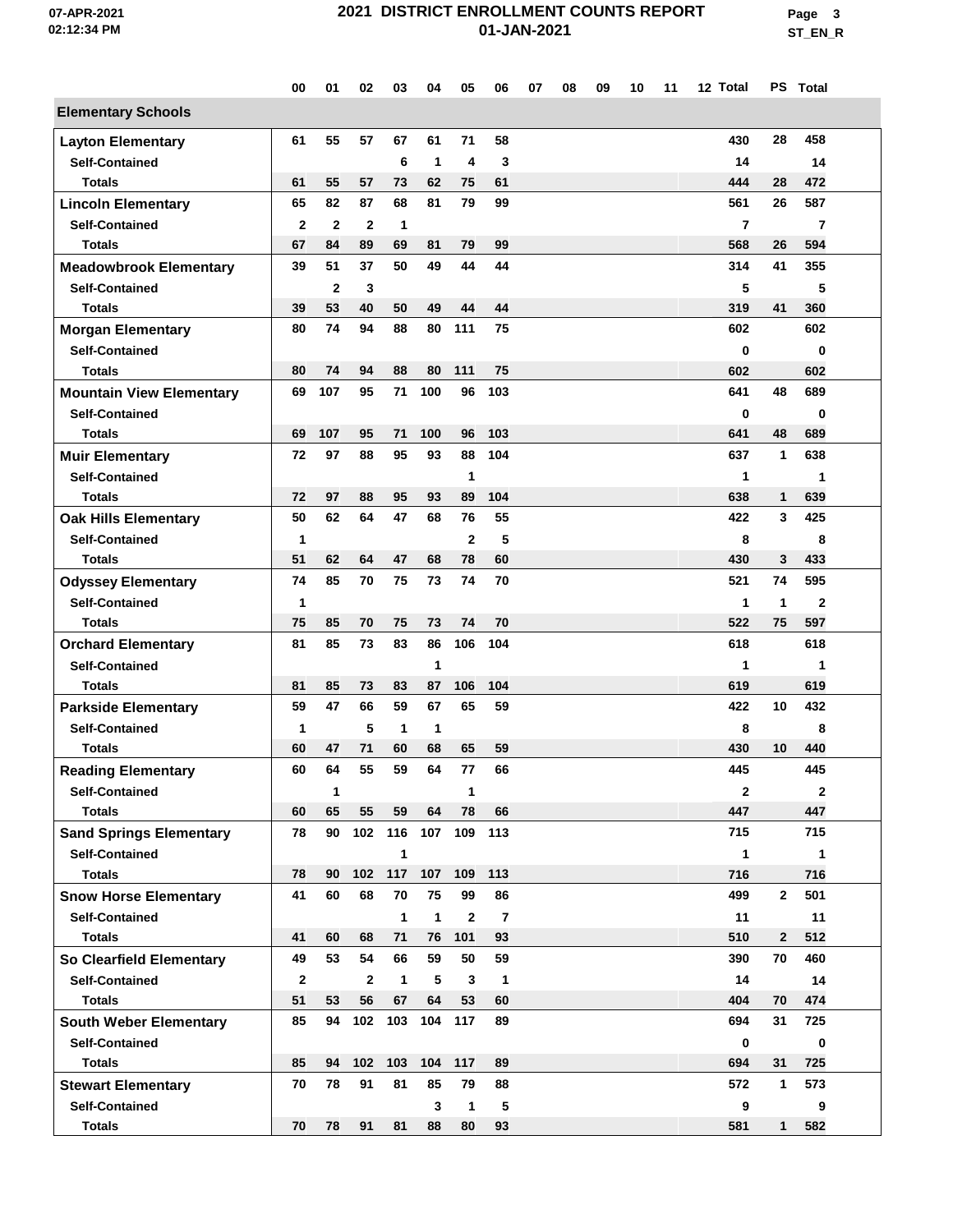# 2021 DISTRICT ENROLLMENT COUNTS REPORT

## 01-JAN-2021

| | 00 | 01 | 02 | 03 | 04 | 05 | 06 | 07 | 08 | 09 | 10 | 11 | 12 | Total | PS | Total |
|---|---|---|---|---|---|---|---|---|---|---|---|---|---|---|---|---|
| **Elementary Schools** | | | | | | | | | | | | | | | | |
| **Layton Elementary** | 61 | 55 | 57 | 67 | 61 | 71 | 58 | | | | | | | 430 | 28 | 458 |
| Self-Contained | | | | 6 | 1 | 4 | 3 | | | | | | | 14 | | 14 |
| Totals | 61 | 55 | 57 | 73 | 62 | 75 | 61 | | | | | | | 444 | 28 | 472 |
| **Lincoln Elementary** | 65 | 82 | 87 | 68 | 81 | 79 | 99 | | | | | | | 561 | 26 | 587 |
| Self-Contained | 2 | 2 | 2 | 1 | | | | | | | | | | 7 | | 7 |
| Totals | 67 | 84 | 89 | 69 | 81 | 79 | 99 | | | | | | | 568 | 26 | 594 |
| **Meadowbrook Elementary** | 39 | 51 | 37 | 50 | 49 | 44 | 44 | | | | | | | 314 | 41 | 355 |
| Self-Contained | | 2 | 3 | | | | | | | | | | | 5 | | 5 |
| Totals | 39 | 53 | 40 | 50 | 49 | 44 | 44 | | | | | | | 319 | 41 | 360 |
| **Morgan Elementary** | 80 | 74 | 94 | 88 | 80 | 111 | 75 | | | | | | | 602 | | 602 |
| Self-Contained | | | | | | | | | | | | | | 0 | | 0 |
| Totals | 80 | 74 | 94 | 88 | 80 | 111 | 75 | | | | | | | 602 | | 602 |
| **Mountain View Elementary** | 69 | 107 | 95 | 71 | 100 | 96 | 103 | | | | | | | 641 | 48 | 689 |
| Self-Contained | | | | | | | | | | | | | | 0 | | 0 |
| Totals | 69 | 107 | 95 | 71 | 100 | 96 | 103 | | | | | | | 641 | 48 | 689 |
| **Muir Elementary** | 72 | 97 | 88 | 95 | 93 | 88 | 104 | | | | | | | 637 | 1 | 638 |
| Self-Contained | | | | | | 1 | | | | | | | | 1 | | 1 |
| Totals | 72 | 97 | 88 | 95 | 93 | 89 | 104 | | | | | | | 638 | 1 | 639 |
| **Oak Hills Elementary** | 50 | 62 | 64 | 47 | 68 | 76 | 55 | | | | | | | 422 | 3 | 425 |
| Self-Contained | 1 | | | | | 2 | 5 | | | | | | | 8 | | 8 |
| Totals | 51 | 62 | 64 | 47 | 68 | 78 | 60 | | | | | | | 430 | 3 | 433 |
| **Odyssey Elementary** | 74 | 85 | 70 | 75 | 73 | 74 | 70 | | | | | | | 521 | 74 | 595 |
| Self-Contained | 1 | | | | | | | | | | | | | 1 | 1 | 2 |
| Totals | 75 | 85 | 70 | 75 | 73 | 74 | 70 | | | | | | | 522 | 75 | 597 |
| **Orchard Elementary** | 81 | 85 | 73 | 83 | 86 | 106 | 104 | | | | | | | 618 | | 618 |
| Self-Contained | | | | | 1 | | | | | | | | | 1 | | 1 |
| Totals | 81 | 85 | 73 | 83 | 87 | 106 | 104 | | | | | | | 619 | | 619 |
| **Parkside Elementary** | 59 | 47 | 66 | 59 | 67 | 65 | 59 | | | | | | | 422 | 10 | 432 |
| Self-Contained | 1 | | 5 | 1 | 1 | | | | | | | | | 8 | | 8 |
| Totals | 60 | 47 | 71 | 60 | 68 | 65 | 59 | | | | | | | 430 | 10 | 440 |
| **Reading Elementary** | 60 | 64 | 55 | 59 | 64 | 77 | 66 | | | | | | | 445 | | 445 |
| Self-Contained | | 1 | | | | 1 | | | | | | | | 2 | | 2 |
| Totals | 60 | 65 | 55 | 59 | 64 | 78 | 66 | | | | | | | 447 | | 447 |
| **Sand Springs Elementary** | 78 | 90 | 102 | 116 | 107 | 109 | 113 | | | | | | | 715 | | 715 |
| Self-Contained | | | | 1 | | | | | | | | | | 1 | | 1 |
| Totals | 78 | 90 | 102 | 117 | 107 | 109 | 113 | | | | | | | 716 | | 716 |
| **Snow Horse Elementary** | 41 | 60 | 68 | 70 | 75 | 99 | 86 | | | | | | | 499 | 2 | 501 |
| Self-Contained | | | | 1 | 1 | 2 | 7 | | | | | | | 11 | | 11 |
| Totals | 41 | 60 | 68 | 71 | 76 | 101 | 93 | | | | | | | 510 | 2 | 512 |
| **So Clearfield Elementary** | 49 | 53 | 54 | 66 | 59 | 50 | 59 | | | | | | | 390 | 70 | 460 |
| Self-Contained | 2 | | 2 | 1 | 5 | 3 | 1 | | | | | | | 14 | | 14 |
| Totals | 51 | 53 | 56 | 67 | 64 | 53 | 60 | | | | | | | 404 | 70 | 474 |
| **South Weber Elementary** | 85 | 94 | 102 | 103 | 104 | 117 | 89 | | | | | | | 694 | 31 | 725 |
| Self-Contained | | | | | | | | | | | | | | 0 | | 0 |
| Totals | 85 | 94 | 102 | 103 | 104 | 117 | 89 | | | | | | | 694 | 31 | 725 |
| **Stewart Elementary** | 70 | 78 | 91 | 81 | 85 | 79 | 88 | | | | | | | 572 | 1 | 573 |
| Self-Contained | | | | | 3 | 1 | 5 | | | | | | | 9 | | 9 |
| Totals | 70 | 78 | 91 | 81 | 88 | 80 | 93 | | | | | | | 581 | 1 | 582 |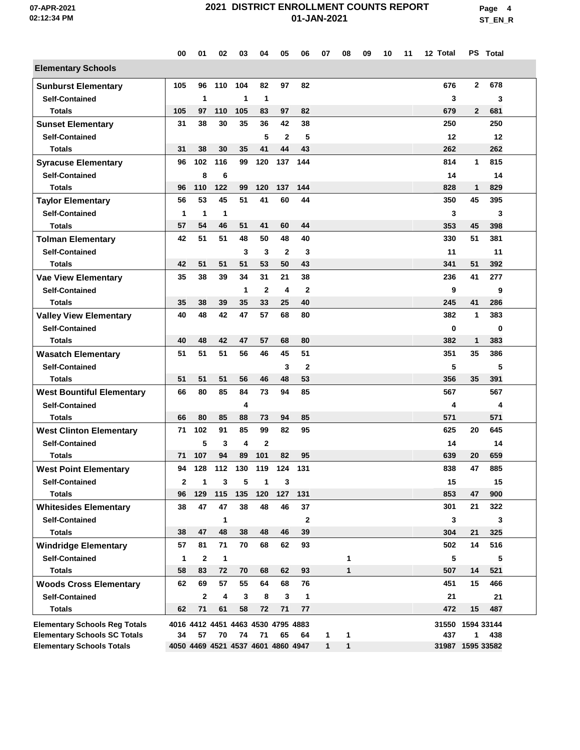# 2021 DISTRICT ENROLLMENT COUNTS REPORT

01-JAN-2021

| | 00 | 01 | 02 | 03 | 04 | 05 | 06 | 07 | 08 | 09 | 10 | 11 | 12 | Total | PS | Total |
|---|---|---|---|---|---|---|---|---|---|---|---|---|---|---|---|---|
| **Elementary Schools** | | | | | | | | | | | | | | | | |
| **Sunburst Elementary** | 105 | 96 | 110 | 104 | 82 | 97 | 82 | | | | | | | 676 | 2 | 678 |
| Self-Contained | | 1 | | 1 | 1 | | | | | | | | | 3 | | 3 |
| Totals | 105 | 97 | 110 | 105 | 83 | 97 | 82 | | | | | | | 679 | 2 | 681 |
| **Sunset Elementary** | 31 | 38 | 30 | 35 | 36 | 42 | 38 | | | | | | | 250 | | 250 |
| Self-Contained | | | | | 5 | 2 | 5 | | | | | | | 12 | | 12 |
| Totals | 31 | 38 | 30 | 35 | 41 | 44 | 43 | | | | | | | 262 | | 262 |
| **Syracuse Elementary** | 96 | 102 | 116 | 99 | 120 | 137 | 144 | | | | | | | 814 | 1 | 815 |
| Self-Contained | | 8 | 6 | | | | | | | | | | | 14 | | 14 |
| Totals | 96 | 110 | 122 | 99 | 120 | 137 | 144 | | | | | | | 828 | 1 | 829 |
| **Taylor Elementary** | 56 | 53 | 45 | 51 | 41 | 60 | 44 | | | | | | | 350 | 45 | 395 |
| Self-Contained | 1 | 1 | 1 | | | | | | | | | | | 3 | | 3 |
| Totals | 57 | 54 | 46 | 51 | 41 | 60 | 44 | | | | | | | 353 | 45 | 398 |
| **Tolman Elementary** | 42 | 51 | 51 | 48 | 50 | 48 | 40 | | | | | | | 330 | 51 | 381 |
| Self-Contained | | | | 3 | 3 | 2 | 3 | | | | | | | 11 | | 11 |
| Totals | 42 | 51 | 51 | 51 | 53 | 50 | 43 | | | | | | | 341 | 51 | 392 |
| **Vae View Elementary** | 35 | 38 | 39 | 34 | 31 | 21 | 38 | | | | | | | 236 | 41 | 277 |
| Self-Contained | | | | 1 | 2 | 4 | 2 | | | | | | | 9 | | 9 |
| Totals | 35 | 38 | 39 | 35 | 33 | 25 | 40 | | | | | | | 245 | 41 | 286 |
| **Valley View Elementary** | 40 | 48 | 42 | 47 | 57 | 68 | 80 | | | | | | | 382 | 1 | 383 |
| Self-Contained | | | | | | | | | | | | | | 0 | | 0 |
| Totals | 40 | 48 | 42 | 47 | 57 | 68 | 80 | | | | | | | 382 | 1 | 383 |
| **Wasatch Elementary** | 51 | 51 | 51 | 56 | 46 | 45 | 51 | | | | | | | 351 | 35 | 386 |
| Self-Contained | | | | | | 3 | 2 | | | | | | | 5 | | 5 |
| Totals | 51 | 51 | 51 | 56 | 46 | 48 | 53 | | | | | | | 356 | 35 | 391 |
| **West Bountiful Elementary** | 66 | 80 | 85 | 84 | 73 | 94 | 85 | | | | | | | 567 | | 567 |
| Self-Contained | | | | 4 | | | | | | | | | | 4 | | 4 |
| Totals | 66 | 80 | 85 | 88 | 73 | 94 | 85 | | | | | | | 571 | | 571 |
| **West Clinton Elementary** | 71 | 102 | 91 | 85 | 99 | 82 | 95 | | | | | | | 625 | 20 | 645 |
| Self-Contained | | 5 | 3 | 4 | 2 | | | | | | | | | 14 | | 14 |
| Totals | 71 | 107 | 94 | 89 | 101 | 82 | 95 | | | | | | | 639 | 20 | 659 |
| **West Point Elementary** | 94 | 128 | 112 | 130 | 119 | 124 | 131 | | | | | | | 838 | 47 | 885 |
| Self-Contained | 2 | 1 | 3 | 5 | 1 | 3 | | | | | | | | 15 | | 15 |
| Totals | 96 | 129 | 115 | 135 | 120 | 127 | 131 | | | | | | | 853 | 47 | 900 |
| **Whitesides Elementary** | 38 | 47 | 47 | 38 | 48 | 46 | 37 | | | | | | | 301 | 21 | 322 |
| Self-Contained | | | 1 | | | | 2 | | | | | | | 3 | | 3 |
| Totals | 38 | 47 | 48 | 38 | 48 | 46 | 39 | | | | | | | 304 | 21 | 325 |
| **Windridge Elementary** | 57 | 81 | 71 | 70 | 68 | 62 | 93 | | | | | | | 502 | 14 | 516 |
| Self-Contained | 1 | 2 | 1 | | | | | | 1 | | | | | 5 | | 5 |
| Totals | 58 | 83 | 72 | 70 | 68 | 62 | 93 | | 1 | | | | | 507 | 14 | 521 |
| **Woods Cross Elementary** | 62 | 69 | 57 | 55 | 64 | 68 | 76 | | | | | | | 451 | 15 | 466 |
| Self-Contained | | 2 | 4 | 3 | 8 | 3 | 1 | | | | | | | 21 | | 21 |
| Totals | 62 | 71 | 61 | 58 | 72 | 71 | 77 | | | | | | | 472 | 15 | 487 |
| **Elementary Schools Reg Totals** | 4016 | 4412 | 4451 | 4463 | 4530 | 4795 | 4883 | | | | | | | 31550 | 1594 | 33144 |
| **Elementary Schools SC Totals** | 34 | 57 | 70 | 74 | 71 | 65 | 64 | 1 | 1 | | | | | 437 | 1 | 438 |
| **Elementary Schools Totals** | 4050 | 4469 | 4521 | 4537 | 4601 | 4860 | 4947 | 1 | 1 | | | | | 31987 | 1595 | 33582 |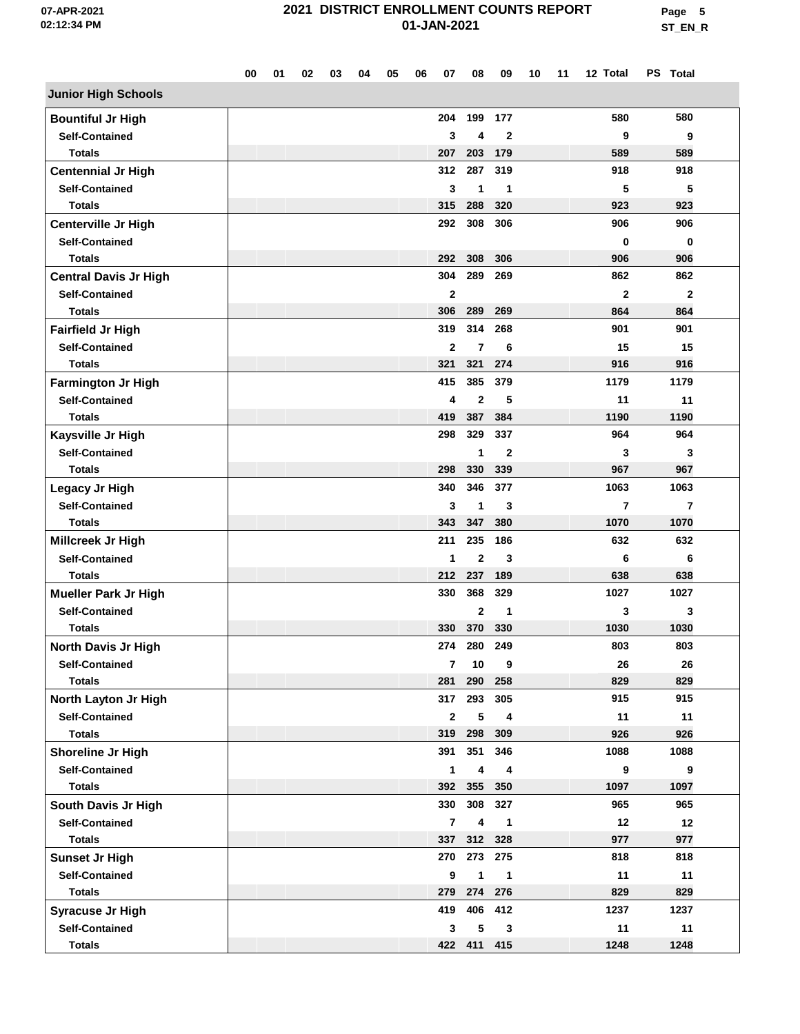# 2021 DISTRICT ENROLLMENT COUNTS REPORT

## 01-JAN-2021

| | 00 | 01 | 02 | 03 | 04 | 05 | 06 | 07 | 08 | 09 | 10 | 11 | 12 | Total | PS | Total |
|---|---|---|---|---|---|---|---|---|---|---|---|---|---|---|---|---|
| **Junior High Schools** | | | | | | | | | | | | | | | | |
| **Bountiful Jr High** | | | | | | | | 204 | 199 | 177 | | | | 580 | | 580 |
| Self-Contained | | | | | | | | 3 | 4 | 2 | | | | 9 | | 9 |
| Totals | | | | | | | | 207 | 203 | 179 | | | | 589 | | 589 |
| **Centennial Jr High** | | | | | | | | 312 | 287 | 319 | | | | 918 | | 918 |
| Self-Contained | | | | | | | | 3 | 1 | 1 | | | | 5 | | 5 |
| Totals | | | | | | | | 315 | 288 | 320 | | | | 923 | | 923 |
| **Centerville Jr High** | | | | | | | | 292 | 308 | 306 | | | | 906 | | 906 |
| Self-Contained | | | | | | | | | | | | | | 0 | | 0 |
| Totals | | | | | | | | 292 | 308 | 306 | | | | 906 | | 906 |
| **Central Davis Jr High** | | | | | | | | 304 | 289 | 269 | | | | 862 | | 862 |
| Self-Contained | | | | | | | | 2 | | | | | | 2 | | 2 |
| Totals | | | | | | | | 306 | 289 | 269 | | | | 864 | | 864 |
| **Fairfield Jr High** | | | | | | | | 319 | 314 | 268 | | | | 901 | | 901 |
| Self-Contained | | | | | | | | 2 | 7 | 6 | | | | 15 | | 15 |
| Totals | | | | | | | | 321 | 321 | 274 | | | | 916 | | 916 |
| **Farmington Jr High** | | | | | | | | 415 | 385 | 379 | | | | 1179 | | 1179 |
| Self-Contained | | | | | | | | 4 | 2 | 5 | | | | 11 | | 11 |
| Totals | | | | | | | | 419 | 387 | 384 | | | | 1190 | | 1190 |
| **Kaysville Jr High** | | | | | | | | 298 | 329 | 337 | | | | 964 | | 964 |
| Self-Contained | | | | | | | | | 1 | 2 | | | | 3 | | 3 |
| Totals | | | | | | | | 298 | 330 | 339 | | | | 967 | | 967 |
| **Legacy Jr High** | | | | | | | | 340 | 346 | 377 | | | | 1063 | | 1063 |
| Self-Contained | | | | | | | | 3 | 1 | 3 | | | | 7 | | 7 |
| Totals | | | | | | | | 343 | 347 | 380 | | | | 1070 | | 1070 |
| **Millcreek Jr High** | | | | | | | | 211 | 235 | 186 | | | | 632 | | 632 |
| Self-Contained | | | | | | | | 1 | 2 | 3 | | | | 6 | | 6 |
| Totals | | | | | | | | 212 | 237 | 189 | | | | 638 | | 638 |
| **Mueller Park Jr High** | | | | | | | | 330 | 368 | 329 | | | | 1027 | | 1027 |
| Self-Contained | | | | | | | | | 2 | 1 | | | | 3 | | 3 |
| Totals | | | | | | | | 330 | 370 | 330 | | | | 1030 | | 1030 |
| **North Davis Jr High** | | | | | | | | 274 | 280 | 249 | | | | 803 | | 803 |
| Self-Contained | | | | | | | | 7 | 10 | 9 | | | | 26 | | 26 |
| Totals | | | | | | | | 281 | 290 | 258 | | | | 829 | | 829 |
| **North Layton Jr High** | | | | | | | | 317 | 293 | 305 | | | | 915 | | 915 |
| Self-Contained | | | | | | | | 2 | 5 | 4 | | | | 11 | | 11 |
| Totals | | | | | | | | 319 | 298 | 309 | | | | 926 | | 926 |
| **Shoreline Jr High** | | | | | | | | 391 | 351 | 346 | | | | 1088 | | 1088 |
| Self-Contained | | | | | | | | 1 | 4 | 4 | | | | 9 | | 9 |
| Totals | | | | | | | | 392 | 355 | 350 | | | | 1097 | | 1097 |
| **South Davis Jr High** | | | | | | | | 330 | 308 | 327 | | | | 965 | | 965 |
| Self-Contained | | | | | | | | 7 | 4 | 1 | | | | 12 | | 12 |
| Totals | | | | | | | | 337 | 312 | 328 | | | | 977 | | 977 |
| **Sunset Jr High** | | | | | | | | 270 | 273 | 275 | | | | 818 | | 818 |
| Self-Contained | | | | | | | | 9 | 1 | 1 | | | | 11 | | 11 |
| Totals | | | | | | | | 279 | 274 | 276 | | | | 829 | | 829 |
| **Syracuse Jr High** | | | | | | | | 419 | 406 | 412 | | | | 1237 | | 1237 |
| Self-Contained | | | | | | | | 3 | 5 | 3 | | | | 11 | | 11 |
| Totals | | | | | | | | 422 | 411 | 415 | | | | 1248 | | 1248 |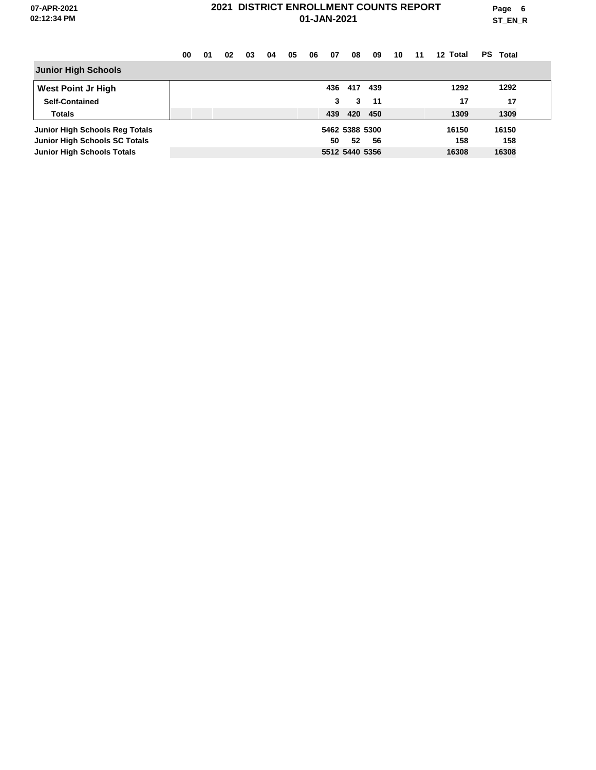# 2021 DISTRICT ENROLLMENT COUNTS REPORT

## 01-JAN-2021

| | 00 | 01 | 02 | 03 | 04 | 05 | 06 | 07 | 08 | 09 | 10 | 11 | 12 | Total | PS | Total |
|---|---|---|---|---|---|---|---|---|---|---|---|---|---|---|---|---|
| **Junior High Schools** | | | | | | | | | | | | | | | | |
| **West Point Jr High** | | | | | | | | 436 | 417 | 439 | | | | 1292 | | 1292 |
| **Self-Contained** | | | | | | | | 3 | 3 | 11 | | | | 17 | | 17 |
| **Totals** | | | | | | | | 439 | 420 | 450 | | | | 1309 | | 1309 |
| **Junior High Schools Reg Totals** | | | | | | | | 5462 | 5388 | 5300 | | | | 16150 | | 16150 |
| **Junior High Schools SC Totals** | | | | | | | | 50 | 52 | 56 | | | | 158 | | 158 |
| **Junior High Schools Totals** | | | | | | | | 5512 | 5440 | 5356 | | | | 16308 | | 16308 |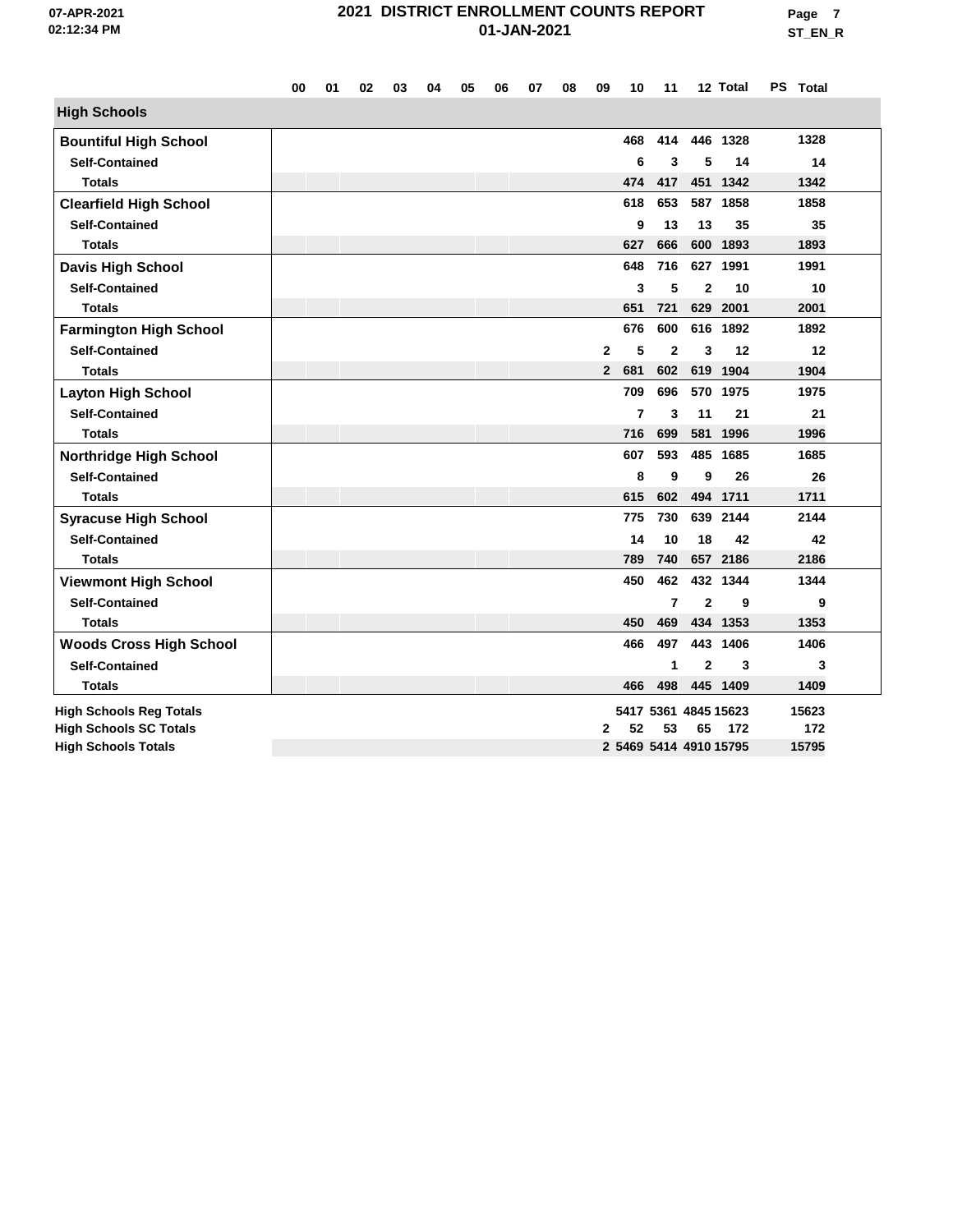# 2021 DISTRICT ENROLLMENT COUNTS REPORT

01-JAN-2021

| | 00 | 01 | 02 | 03 | 04 | 05 | 06 | 07 | 08 | 09 | 10 | 11 | 12 | Total | PS | Total |
|---|---|---|---|---|---|---|---|---|---|---|---|---|---|---|---|---|
| **High Schools** | | | | | | | | | | | | | | | | |
| **Bountiful High School** | | | | | | | | | | | 468 | 414 | 446 | 1328 | | 1328 |
| Self-Contained | | | | | | | | | | | 6 | 3 | 5 | 14 | | 14 |
| Totals | | | | | | | | | | | 474 | 417 | 451 | 1342 | | 1342 |
| **Clearfield High School** | | | | | | | | | | | 618 | 653 | 587 | 1858 | | 1858 |
| Self-Contained | | | | | | | | | | | 9 | 13 | 13 | 35 | | 35 |
| Totals | | | | | | | | | | | 627 | 666 | 600 | 1893 | | 1893 |
| **Davis High School** | | | | | | | | | | | 648 | 716 | 627 | 1991 | | 1991 |
| Self-Contained | | | | | | | | | | | 3 | 5 | 2 | 10 | | 10 |
| Totals | | | | | | | | | | | 651 | 721 | 629 | 2001 | | 2001 |
| **Farmington High School** | | | | | | | | | | | 676 | 600 | 616 | 1892 | | 1892 |
| Self-Contained | | | | | | | | | | 2 | 5 | 2 | 3 | 12 | | 12 |
| Totals | | | | | | | | | | 2 | 681 | 602 | 619 | 1904 | | 1904 |
| **Layton High School** | | | | | | | | | | | 709 | 696 | 570 | 1975 | | 1975 |
| Self-Contained | | | | | | | | | | | 7 | 3 | 11 | 21 | | 21 |
| Totals | | | | | | | | | | | 716 | 699 | 581 | 1996 | | 1996 |
| **Northridge High School** | | | | | | | | | | | 607 | 593 | 485 | 1685 | | 1685 |
| Self-Contained | | | | | | | | | | | 8 | 9 | 9 | 26 | | 26 |
| Totals | | | | | | | | | | | 615 | 602 | 494 | 1711 | | 1711 |
| **Syracuse High School** | | | | | | | | | | | 775 | 730 | 639 | 2144 | | 2144 |
| Self-Contained | | | | | | | | | | | 14 | 10 | 18 | 42 | | 42 |
| Totals | | | | | | | | | | | 789 | 740 | 657 | 2186 | | 2186 |
| **Viewmont High School** | | | | | | | | | | | 450 | 462 | 432 | 1344 | | 1344 |
| Self-Contained | | | | | | | | | | | | 7 | 2 | 9 | | 9 |
| Totals | | | | | | | | | | | 450 | 469 | 434 | 1353 | | 1353 |
| **Woods Cross High School** | | | | | | | | | | | 466 | 497 | 443 | 1406 | | 1406 |
| Self-Contained | | | | | | | | | | | | 1 | 2 | 3 | | 3 |
| Totals | | | | | | | | | | | 466 | 498 | 445 | 1409 | | 1409 |
| **High Schools Reg Totals** | | | | | | | | | | | 5417 | 5361 | 4845 | 15623 | | 15623 |
| **High Schools SC Totals** | | | | | | | | | | 2 | 52 | 53 | 65 | 172 | | 172 |
| **High Schools Totals** | | | | | | | | | | 2 | 5469 | 5414 | 4910 | 15795 | | 15795 |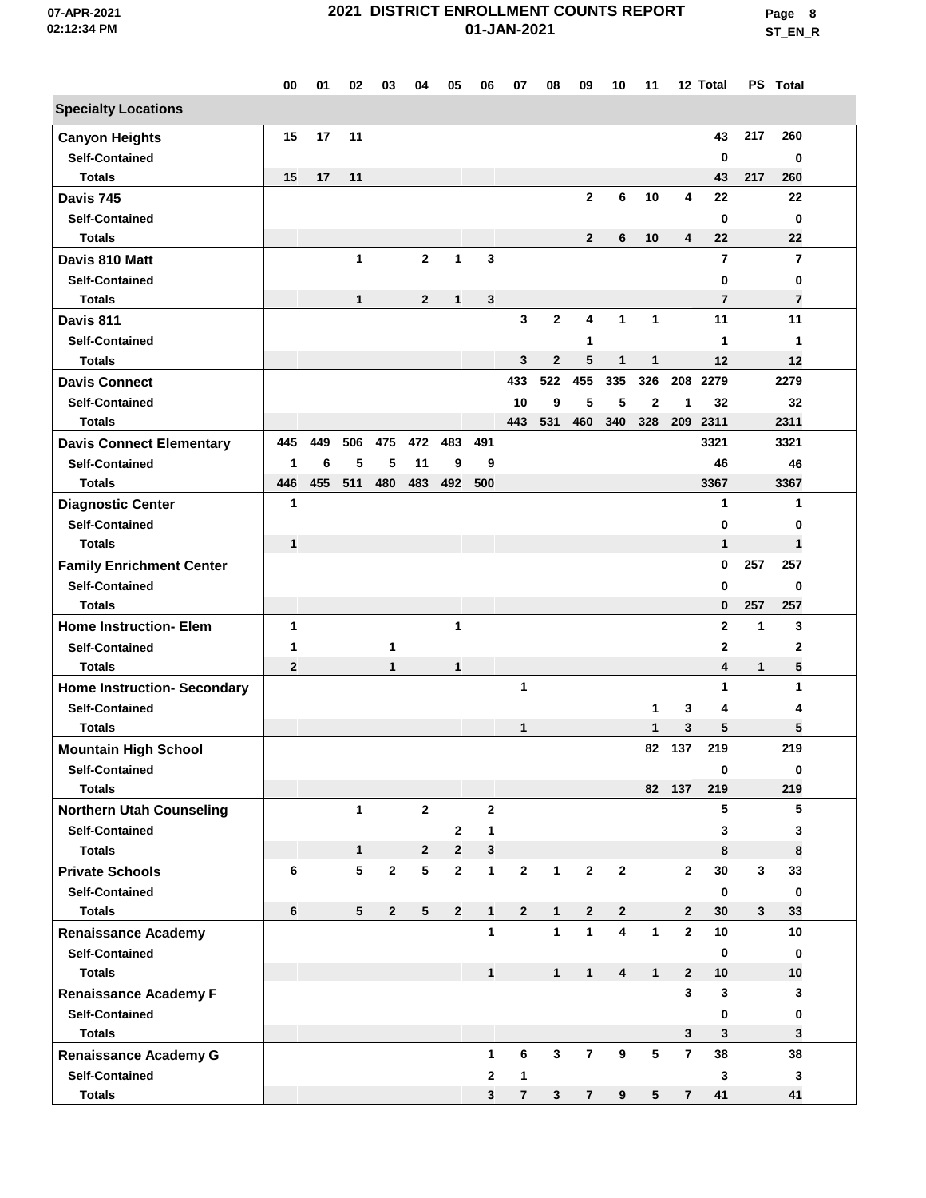# 2021 DISTRICT ENROLLMENT COUNTS REPORT

## 01-JAN-2021

| | 00 | 01 | 02 | 03 | 04 | 05 | 06 | 07 | 08 | 09 | 10 | 11 | 12 | Total | PS | Total |
|---|---|---|---|---|---|---|---|---|---|---|---|---|---|---|---|---|
| **Specialty Locations** | | | | | | | | | | | | | | | | |
| **Canyon Heights** | 15 | 17 | 11 | | | | | | | | | | | 43 | 217 | 260 |
| Self-Contained | | | | | | | | | | | | | | 0 | | 0 |
| Totals | 15 | 17 | 11 | | | | | | | | | | | 43 | 217 | 260 |
| **Davis 745** | | | | | | | | | | 2 | 6 | 10 | 4 | 22 | | 22 |
| Self-Contained | | | | | | | | | | | | | | 0 | | 0 |
| Totals | | | | | | | | | | 2 | 6 | 10 | 4 | 22 | | 22 |
| **Davis 810 Matt** | | | 1 | | 2 | 1 | 3 | | | | | | | 7 | | 7 |
| Self-Contained | | | | | | | | | | | | | | 0 | | 0 |
| Totals | | | 1 | | 2 | 1 | 3 | | | | | | | 7 | | 7 |
| **Davis 811** | | | | | | | | 3 | 2 | 4 | 1 | 1 | | 11 | | 11 |
| Self-Contained | | | | | | | | | | 1 | | | | 1 | | 1 |
| Totals | | | | | | | | 3 | 2 | 5 | 1 | 1 | | 12 | | 12 |
| **Davis Connect** | | | | | | | | 433 | 522 | 455 | 335 | 326 | 208 | 2279 | | 2279 |
| Self-Contained | | | | | | | | 10 | 9 | 5 | 5 | 2 | 1 | 32 | | 32 |
| Totals | | | | | | | | 443 | 531 | 460 | 340 | 328 | 209 | 2311 | | 2311 |
| **Davis Connect Elementary** | 445 | 449 | 506 | 475 | 472 | 483 | 491 | | | | | | | 3321 | | 3321 |
| Self-Contained | 1 | 6 | 5 | 5 | 11 | 9 | 9 | | | | | | | 46 | | 46 |
| Totals | 446 | 455 | 511 | 480 | 483 | 492 | 500 | | | | | | | 3367 | | 3367 |
| **Diagnostic Center** | 1 | | | | | | | | | | | | | 1 | | 1 |
| Self-Contained | | | | | | | | | | | | | | 0 | | 0 |
| Totals | 1 | | | | | | | | | | | | | 1 | | 1 |
| **Family Enrichment Center** | | | | | | | | | | | | | | 0 | 257 | 257 |
| Self-Contained | | | | | | | | | | | | | | 0 | | 0 |
| Totals | | | | | | | | | | | | | | 0 | 257 | 257 |
| **Home Instruction- Elem** | 1 | | | | | 1 | | | | | | | | 2 | 1 | 3 |
| Self-Contained | 1 | | | 1 | | | | | | | | | | 2 | | 2 |
| Totals | 2 | | | 1 | | 1 | | | | | | | | 4 | 1 | 5 |
| **Home Instruction- Secondary** | | | | | | | | 1 | | | | | | 1 | | 1 |
| Self-Contained | | | | | | | | | | | | 1 | 3 | 4 | | 4 |
| Totals | | | | | | | | 1 | | | | 1 | 3 | 5 | | 5 |
| **Mountain High School** | | | | | | | | | | | | 82 | 137 | 219 | | 219 |
| Self-Contained | | | | | | | | | | | | | | 0 | | 0 |
| Totals | | | | | | | | | | | | 82 | 137 | 219 | | 219 |
| **Northern Utah Counseling** | | | 1 | | 2 | | 2 | | | | | | | 5 | | 5 |
| Self-Contained | | | | | | 2 | 1 | | | | | | | 3 | | 3 |
| Totals | | | 1 | | 2 | 2 | 3 | | | | | | | 8 | | 8 |
| **Private Schools** | 6 | | 5 | 2 | 5 | 2 | 1 | 2 | 1 | 2 | 2 | | 2 | 30 | 3 | 33 |
| Self-Contained | | | | | | | | | | | | | | 0 | | 0 |
| Totals | 6 | | 5 | 2 | 5 | 2 | 1 | 2 | 1 | 2 | 2 | | 2 | 30 | 3 | 33 |
| **Renaissance Academy** | | | | | | | 1 | | 1 | 1 | 4 | 1 | 2 | 10 | | 10 |
| Self-Contained | | | | | | | | | | | | | | 0 | | 0 |
| Totals | | | | | | | 1 | | 1 | 1 | 4 | 1 | 2 | 10 | | 10 |
| **Renaissance Academy F** | | | | | | | | | | | | | 3 | 3 | | 3 |
| Self-Contained | | | | | | | | | | | | | | 0 | | 0 |
| Totals | | | | | | | | | | | | | 3 | 3 | | 3 |
| **Renaissance Academy G** | | | | | | | 1 | 6 | 3 | 7 | 9 | 5 | 7 | 38 | | 38 |
| Self-Contained | | | | | | | 2 | 1 | | | | | | 3 | | 3 |
| Totals | | | | | | | 3 | 7 | 3 | 7 | 9 | 5 | 7 | 41 | | 41 |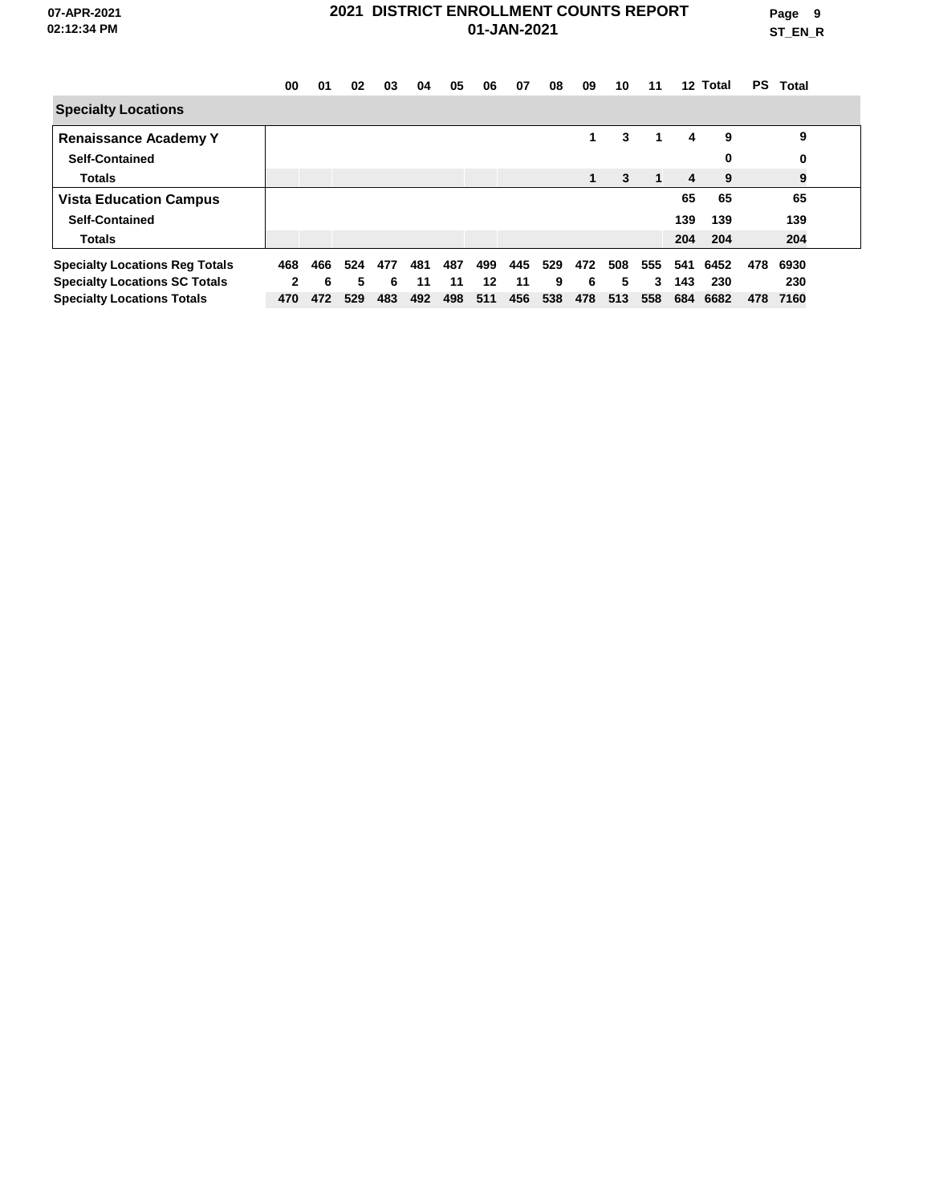# 2021 DISTRICT ENROLLMENT COUNTS REPORT

## 01-JAN-2021

| | 00 | 01 | 02 | 03 | 04 | 05 | 06 | 07 | 08 | 09 | 10 | 11 | 12 | Total | PS | Total |
|---|---|---|---|---|---|---|---|---|---|---|---|---|---|---|---|---|
| **Specialty Locations** | | | | | | | | | | | | | | | | |
| **Renaissance Academy Y** | | | | | | | | | | 1 | 3 | 1 | 4 | 9 | | 9 |
| **Self-Contained** | | | | | | | | | | | | | | 0 | | 0 |
| **Totals** | | | | | | | | | | 1 | 3 | 1 | 4 | 9 | | 9 |
| **Vista Education Campus** | | | | | | | | | | | | | 65 | 65 | | 65 |
| **Self-Contained** | | | | | | | | | | | | | 139 | 139 | | 139 |
| **Totals** | | | | | | | | | | | | | 204 | 204 | | 204 |
| **Specialty Locations Reg Totals** | 468 | 466 | 524 | 477 | 481 | 487 | 499 | 445 | 529 | 472 | 508 | 555 | 541 | 6452 | 478 | 6930 |
| **Specialty Locations SC Totals** | 2 | 6 | 5 | 6 | 11 | 11 | 12 | 11 | 9 | 6 | 5 | 3 | 143 | 230 | | 230 |
| **Specialty Locations Totals** | 470 | 472 | 529 | 483 | 492 | 498 | 511 | 456 | 538 | 478 | 513 | 558 | 684 | 6682 | 478 | 7160 |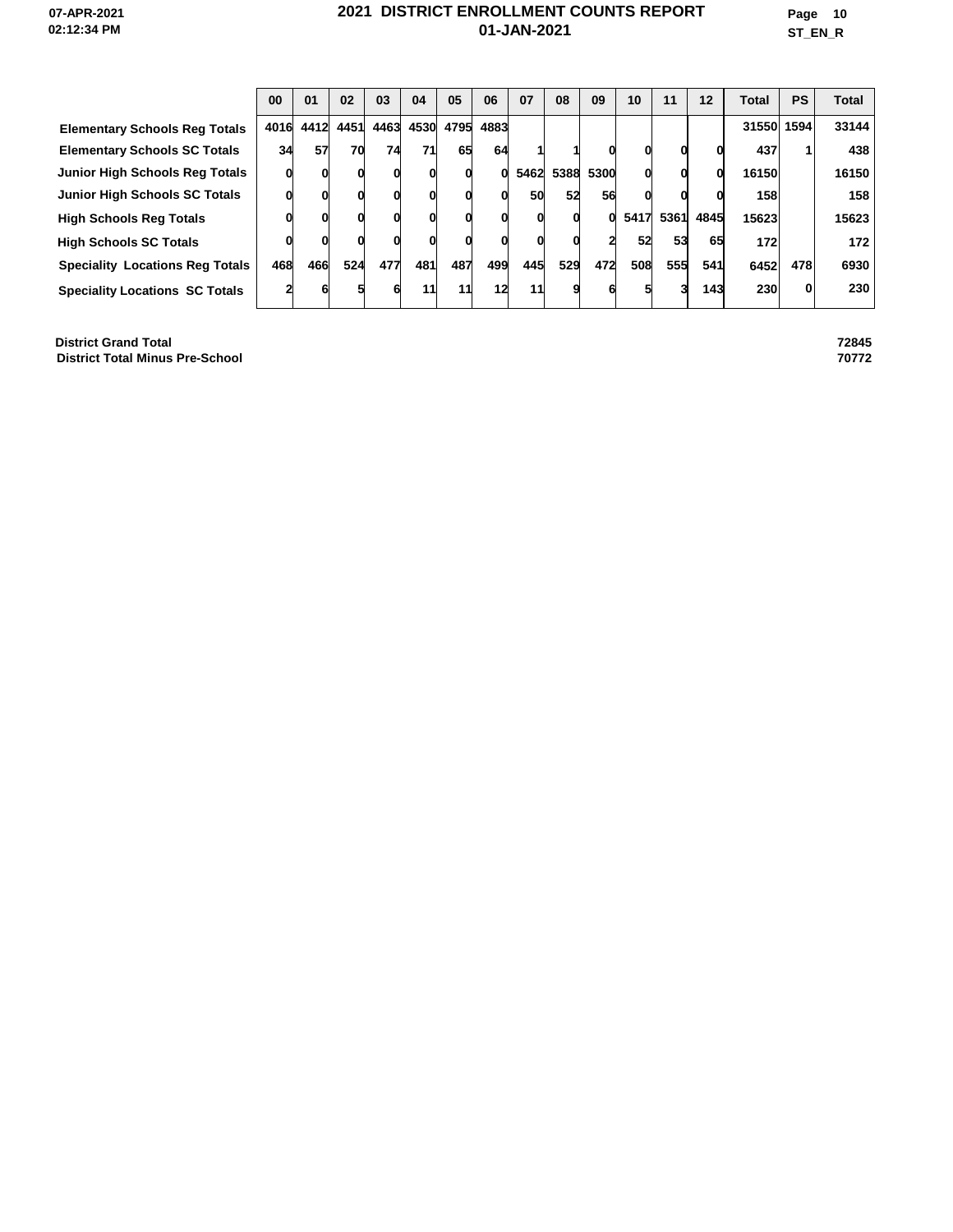| | 00 | 01 | 02 | 03 | 04 | 05 | 06 | 07 | 08 | 09 | 10 | 11 | 12 | Total | PS | Total |
|---|---|---|---|---|---|---|---|---|---|---|---|---|---|---|---|---|
| **Elementary Schools Reg Totals** | 4016 | 4412 | 4451 | 4463 | 4530 | 4795 | 4883 | | | | | | | 31550 | 1594 | 33144 |
| **Elementary Schools SC Totals** | 34 | 57 | 70 | 74 | 71 | 65 | 64 | 1 | 1 | 0 | 0 | 0 | 0 | 437 | 1 | 438 |
| **Junior High Schools Reg Totals** | 0 | 0 | 0 | 0 | 0 | 0 | 0 | 5462 | 5388 | 5300 | 0 | 0 | 0 | 16150 | | 16150 |
| **Junior High Schools SC Totals** | 0 | 0 | 0 | 0 | 0 | 0 | 0 | 50 | 52 | 56 | 0 | 0 | 0 | 158 | | 158 |
| **High Schools Reg Totals** | 0 | 0 | 0 | 0 | 0 | 0 | 0 | 0 | 0 | 0 | 5417 | 5361 | 4845 | 15623 | | 15623 |
| **High Schools SC Totals** | 0 | 0 | 0 | 0 | 0 | 0 | 0 | 0 | 0 | 2 | 52 | 53 | 65 | 172 | | 172 |
| **Speciality Locations Reg Totals** | 468 | 466 | 524 | 477 | 481 | 487 | 499 | 445 | 529 | 472 | 508 | 555 | 541 | 6452 | 478 | 6930 |
| **Speciality Locations SC Totals** | 2 | 6 | 5 | 6 | 11 | 11 | 12 | 11 | 9 | 6 | 5 | 3 | 143 | 230 | 0 | 230 |

**District Grand Total** 72845

**District Total Minus Pre-School** 70772